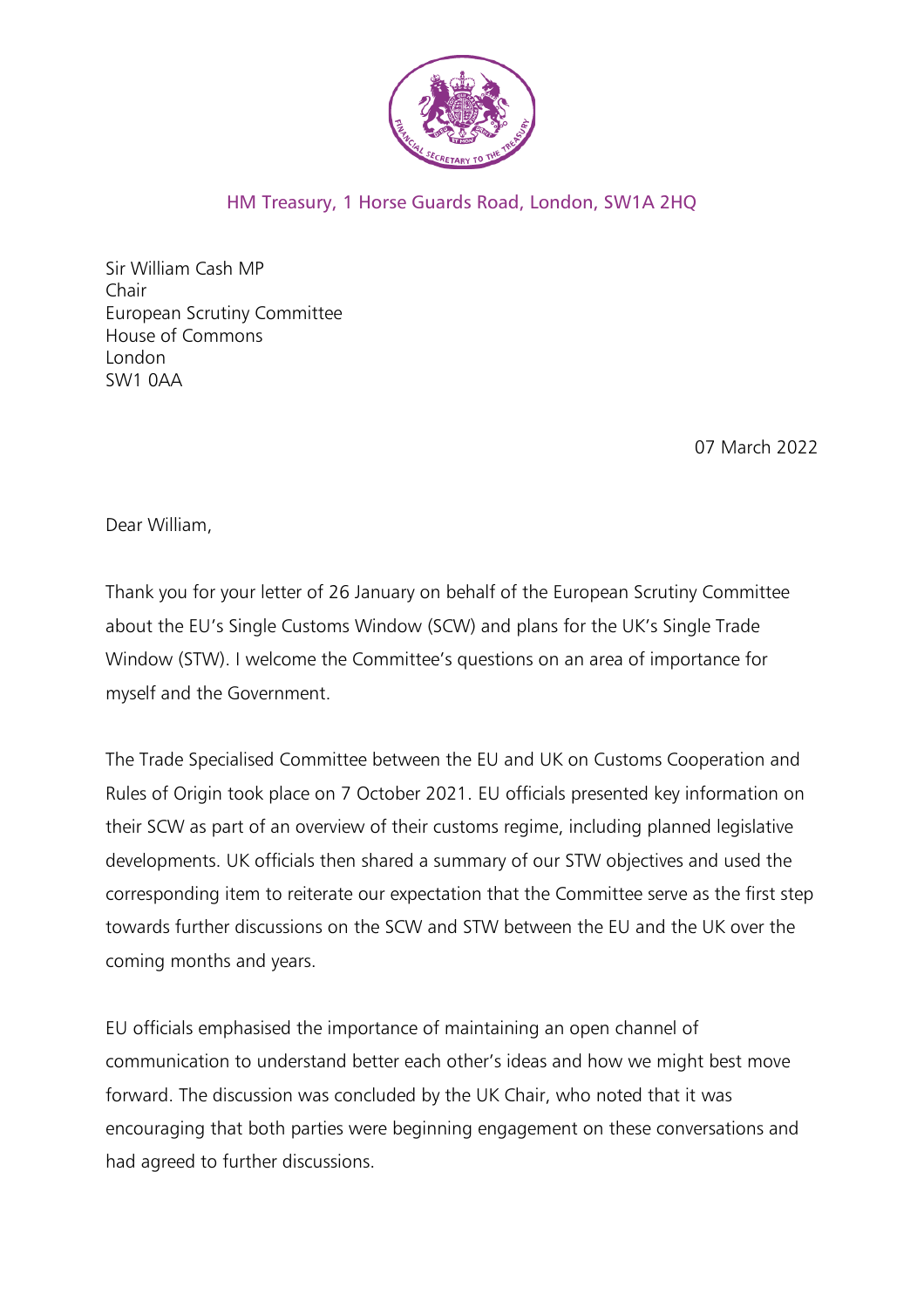HM Treasury, 1 Horse Guards Road, London, SW1A 2HQ

Sir William Cash MP
Chair
European Scrutiny Committee
House of Commons
London
SW1 0AA

07 March 2022

Dear William,

Thank you for your letter of 26 January on behalf of the European Scrutiny Committee about the EU's Single Customs Window (SCW) and plans for the UK's Single Trade Window (STW). I welcome the Committee's questions on an area of importance for myself and the Government.

The Trade Specialised Committee between the EU and UK on Customs Cooperation and Rules of Origin took place on 7 October 2021. EU officials presented key information on their SCW as part of an overview of their customs regime, including planned legislative developments. UK officials then shared a summary of our STW objectives and used the corresponding item to reiterate our expectation that the Committee serve as the first step towards further discussions on the SCW and STW between the EU and the UK over the coming months and years.

EU officials emphasised the importance of maintaining an open channel of communication to understand better each other's ideas and how we might best move forward. The discussion was concluded by the UK Chair, who noted that it was encouraging that both parties were beginning engagement on these conversations and had agreed to further discussions.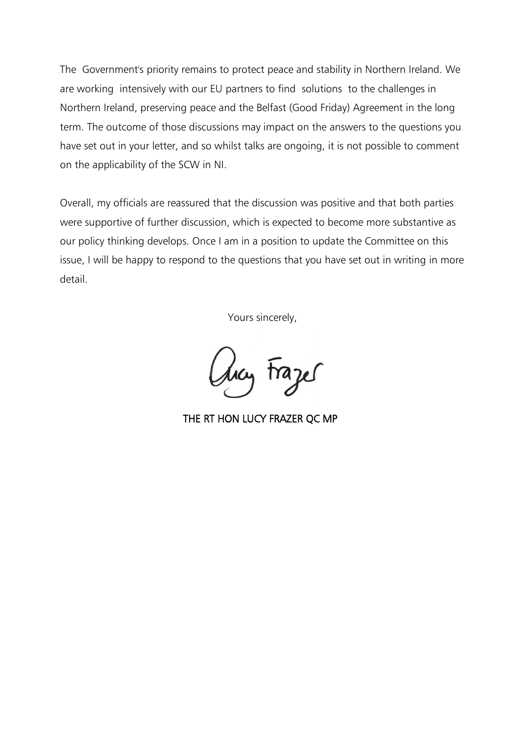The Government's priority remains to protect peace and stability in Northern Ireland. We are working intensively with our EU partners to find solutions to the challenges in Northern Ireland, preserving peace and the Belfast (Good Friday) Agreement in the long term. The outcome of those discussions may impact on the answers to the questions you have set out in your letter, and so whilst talks are ongoing, it is not possible to comment on the applicability of the SCW in NI.

Overall, my officials are reassured that the discussion was positive and that both parties were supportive of further discussion, which is expected to become more substantive as our policy thinking develops. Once I am in a position to update the Committee on this issue, I will be happy to respond to the questions that you have set out in writing in more detail.

Yours sincerely,

Lucy Frazer

THE RT HON LUCY FRAZER QC MP